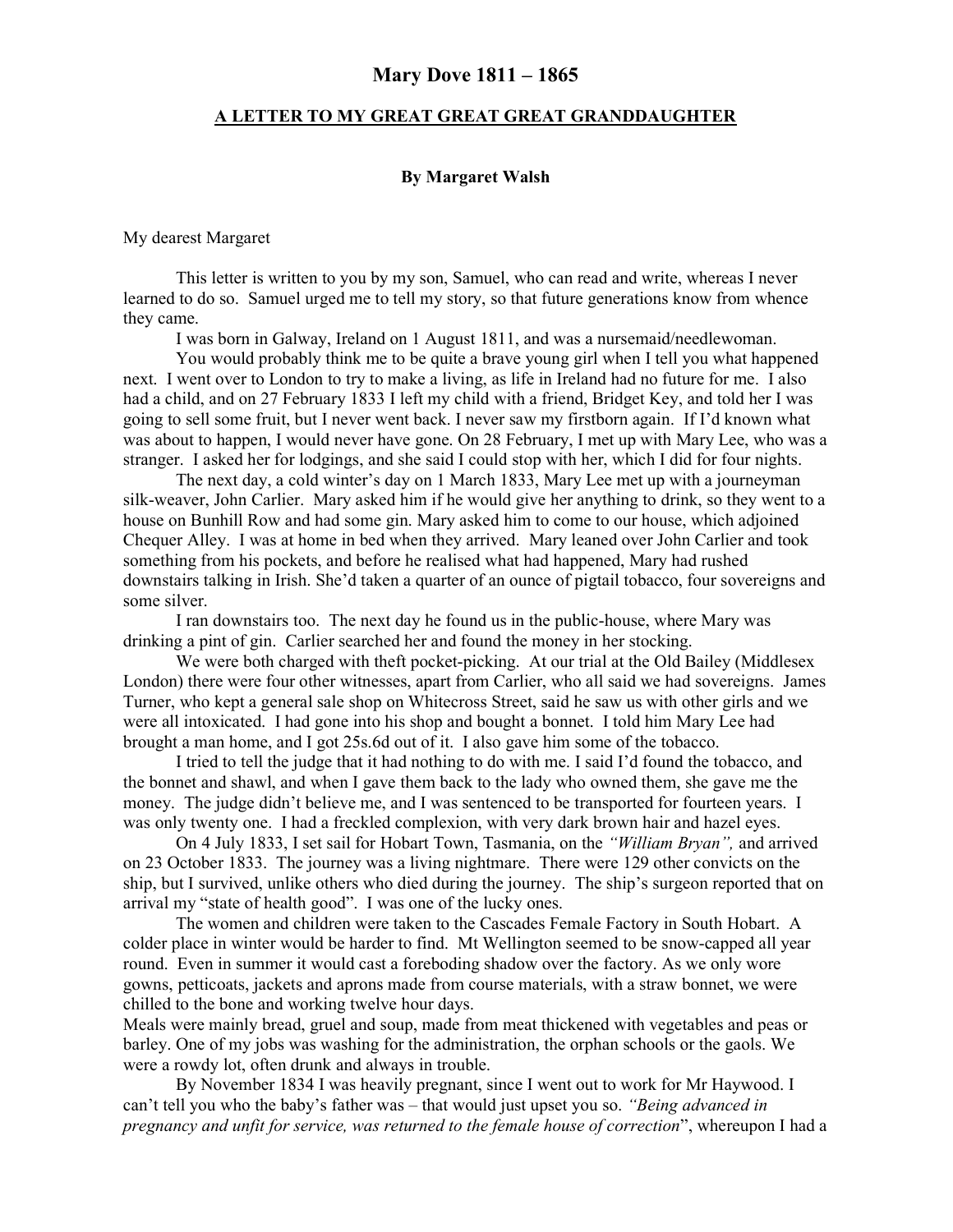## Mary Dove 1811 – 1865

### A LETTER TO MY GREAT GREAT GREAT GRANDDAUGHTER

**By Margaret Walsh**

My dearest Margaret

This letter is written to you by my son, Samuel, who can read and write, whereas I never learned to do so. Samuel urged me to tell my story, so that future generations know from whence they came.

I was born in Galway, Ireland on 1 August 1811, and was a nursemaid/needlewoman.

You would probably think me to be quite a brave young girl when I tell you what happened next. I went over to London to try to make a living, as life in Ireland had no future for me. I also had a child, and on 27 February 1833 I left my child with a friend, Bridget Key, and told her I was going to sell some fruit, but I never went back. I never saw my firstborn again. If I'd known what was about to happen, I would never have gone. On 28 February, I met up with Mary Lee, who was a stranger. I asked her for lodgings, and she said I could stop with her, which I did for four nights.

The next day, a cold winter's day on 1 March 1833, Mary Lee met up with a journeyman silk-weaver, John Carlier. Mary asked him if he would give her anything to drink, so they went to a house on Bunhill Row and had some gin. Mary asked him to come to our house, which adjoined Chequer Alley. I was at home in bed when they arrived. Mary leaned over John Carlier and took something from his pockets, and before he realised what had happened, Mary had rushed downstairs talking in Irish. She'd taken a quarter of an ounce of pigtail tobacco, four sovereigns and some silver.

I ran downstairs too. The next day he found us in the public-house, where Mary was drinking a pint of gin. Carlier searched her and found the money in her stocking.

We were both charged with theft pocket-picking. At our trial at the Old Bailey (Middlesex London) there were four other witnesses, apart from Carlier, who all said we had sovereigns. James Turner, who kept a general sale shop on Whitecross Street, said he saw us with other girls and we were all intoxicated. I had gone into his shop and bought a bonnet. I told him Mary Lee had brought a man home, and I got 25s.6d out of it. I also gave him some of the tobacco.

I tried to tell the judge that it had nothing to do with me. I said I'd found the tobacco, and the bonnet and shawl, and when I gave them back to the lady who owned them, she gave me the money. The judge didn't believe me, and I was sentenced to be transported for fourteen years. I was only twenty one. I had a freckled complexion, with very dark brown hair and hazel eyes.

On 4 July 1833, I set sail for Hobart Town, Tasmania, on the *"William Bryan",* and arrived on 23 October 1833. The journey was a living nightmare. There were 129 other convicts on the ship, but I survived, unlike others who died during the journey. The ship's surgeon reported that on arrival my "state of health good". I was one of the lucky ones.

The women and children were taken to the Cascades Female Factory in South Hobart. A colder place in winter would be harder to find. Mt Wellington seemed to be snow-capped all year round. Even in summer it would cast a foreboding shadow over the factory. As we only wore gowns, petticoats, jackets and aprons made from course materials, with a straw bonnet, we were chilled to the bone and working twelve hour days.

Meals were mainly bread, gruel and soup, made from meat thickened with vegetables and peas or barley. One of my jobs was washing for the administration, the orphan schools or the gaols. We were a rowdy lot, often drunk and always in trouble.

By November 1834 I was heavily pregnant, since I went out to work for Mr Haywood. I can't tell you who the baby's father was – that would just upset you so. *"Being advanced in pregnancy and unfit for service, was returned to the female house of correction*", whereupon I had a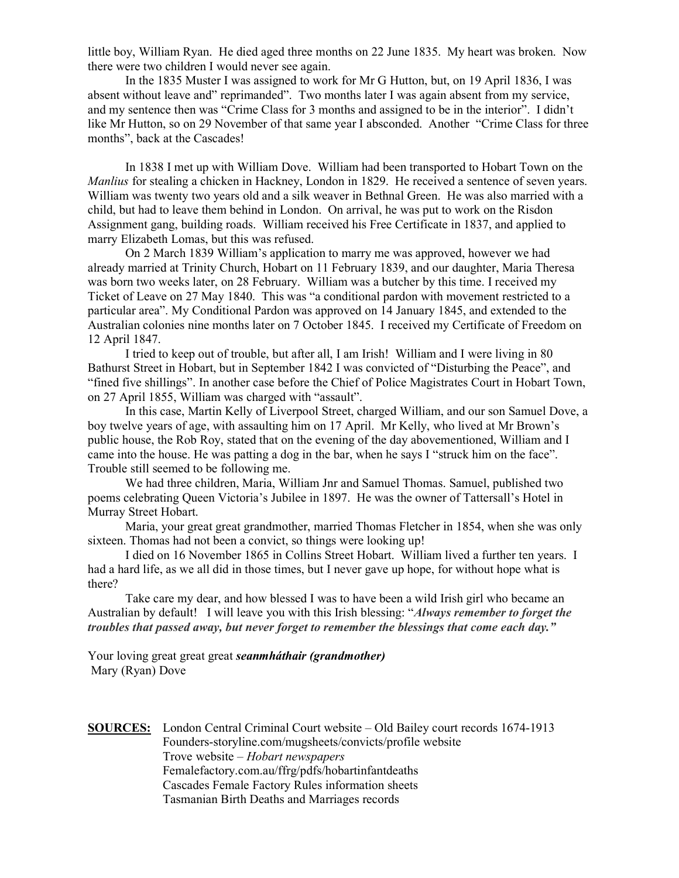little boy, William Ryan. He died aged three months on 22 June 1835. My heart was broken. Now there were two children I would never see again.

In the 1835 Muster I was assigned to work for Mr G Hutton, but, on 19 April 1836, I was absent without leave and" reprimanded". Two months later I was again absent from my service, and my sentence then was "Crime Class for 3 months and assigned to be in the interior". I didn't like Mr Hutton, so on 29 November of that same year I absconded. Another "Crime Class for three months", back at the Cascades!

In 1838 I met up with William Dove. William had been transported to Hobart Town on the *Manlius* for stealing a chicken in Hackney, London in 1829. He received a sentence of seven years. William was twenty two years old and a silk weaver in Bethnal Green. He was also married with a child, but had to leave them behind in London. On arrival, he was put to work on the Risdon Assignment gang, building roads. William received his Free Certificate in 1837, and applied to marry Elizabeth Lomas, but this was refused.

On 2 March 1839 William's application to marry me was approved, however we had already married at Trinity Church, Hobart on 11 February 1839, and our daughter, Maria Theresa was born two weeks later, on 28 February. William was a butcher by this time. I received my Ticket of Leave on 27 May 1840. This was "a conditional pardon with movement restricted to a particular area". My Conditional Pardon was approved on 14 January 1845, and extended to the Australian colonies nine months later on 7 October 1845. I received my Certificate of Freedom on 12 April 1847.

I tried to keep out of trouble, but after all, I am Irish! William and I were living in 80 Bathurst Street in Hobart, but in September 1842 I was convicted of "Disturbing the Peace", and "fined five shillings". In another case before the Chief of Police Magistrates Court in Hobart Town, on 27 April 1855, William was charged with "assault".

In this case, Martin Kelly of Liverpool Street, charged William, and our son Samuel Dove, a boy twelve years of age, with assaulting him on 17 April. Mr Kelly, who lived at Mr Brown's public house, the Rob Roy, stated that on the evening of the day abovementioned, William and I came into the house. He was patting a dog in the bar, when he says I "struck him on the face". Trouble still seemed to be following me.

We had three children, Maria, William Jnr and Samuel Thomas. Samuel, published two poems celebrating Queen Victoria's Jubilee in 1897. He was the owner of Tattersall's Hotel in Murray Street Hobart.

Maria, your great great grandmother, married Thomas Fletcher in 1854, when she was only sixteen. Thomas had not been a convict, so things were looking up!

I died on 16 November 1865 in Collins Street Hobart. William lived a further ten years. I had a hard life, as we all did in those times, but I never gave up hope, for without hope what is there?

Take care my dear, and how blessed I was to have been a wild Irish girl who became an Australian by default! I will leave you with this Irish blessing: "***Always remember to forget the troubles that passed away, but never forget to remember the blessings that come each day."***

Your loving great great great ***seanmháthair (grandmother)***
Mary (Ryan) Dove

**SOURCES:** London Central Criminal Court website – Old Bailey court records 1674-1913
Founders-storyline.com/mugsheets/convicts/profile website
Trove website – *Hobart newspapers*
Femalefactory.com.au/ffrg/pdfs/hobartinfantdeaths
Cascades Female Factory Rules information sheets
Tasmanian Birth Deaths and Marriages records